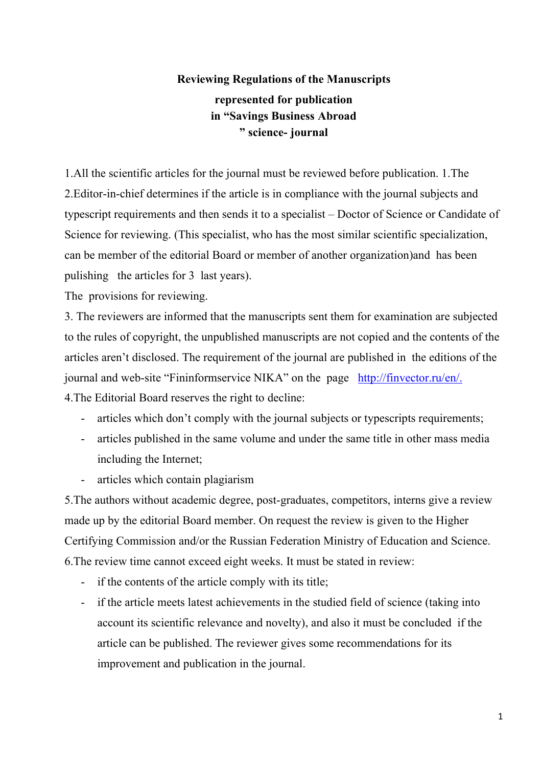**Reviewing Regulations of the Manuscripts**

**represented for publication**

**in “Savings Business Abroad ” science- journal**

1.All the scientific articles for the journal must be reviewed before publication. 1.The 2.Editor-in-chief determines if the article is in compliance with the journal subjects and typescript requirements and then sends it to a specialist – Doctor of Science or Candidate of Science for reviewing. (This specialist, who has the most similar scientific specialization, can be member of the editorial Board or member of another organization)and has been pulishing the articles for 3 last years).

The provisions for reviewing.

3. The reviewers are informed that the manuscripts sent them for examination are subjected to the rules of copyright, the unpublished manuscripts are not copied and the contents of the articles aren’t disclosed. The requirement of the journal are published in the editions of the journal and web-site “Fininformservice NIKA” on the page http://finvector.ru/en/.

4.The Editorial Board reserves the right to decline:

- articles which don’t comply with the journal subjects or typescripts requirements;
- articles published in the same volume and under the same title in other mass media including the Internet;
- articles which contain plagiarism

5.The authors without academic degree, post-graduates, competitors, interns give a review made up by the editorial Board member. On request the review is given to the Higher Certifying Commission and/or the Russian Federation Ministry of Education and Science.

6.The review time cannot exceed eight weeks. It must be stated in review:

- if the contents of the article comply with its title;
- if the article meets latest achievements in the studied field of science (taking into account its scientific relevance and novelty), and also it must be concluded if the article can be published. The reviewer gives some recommendations for its improvement and publication in the journal.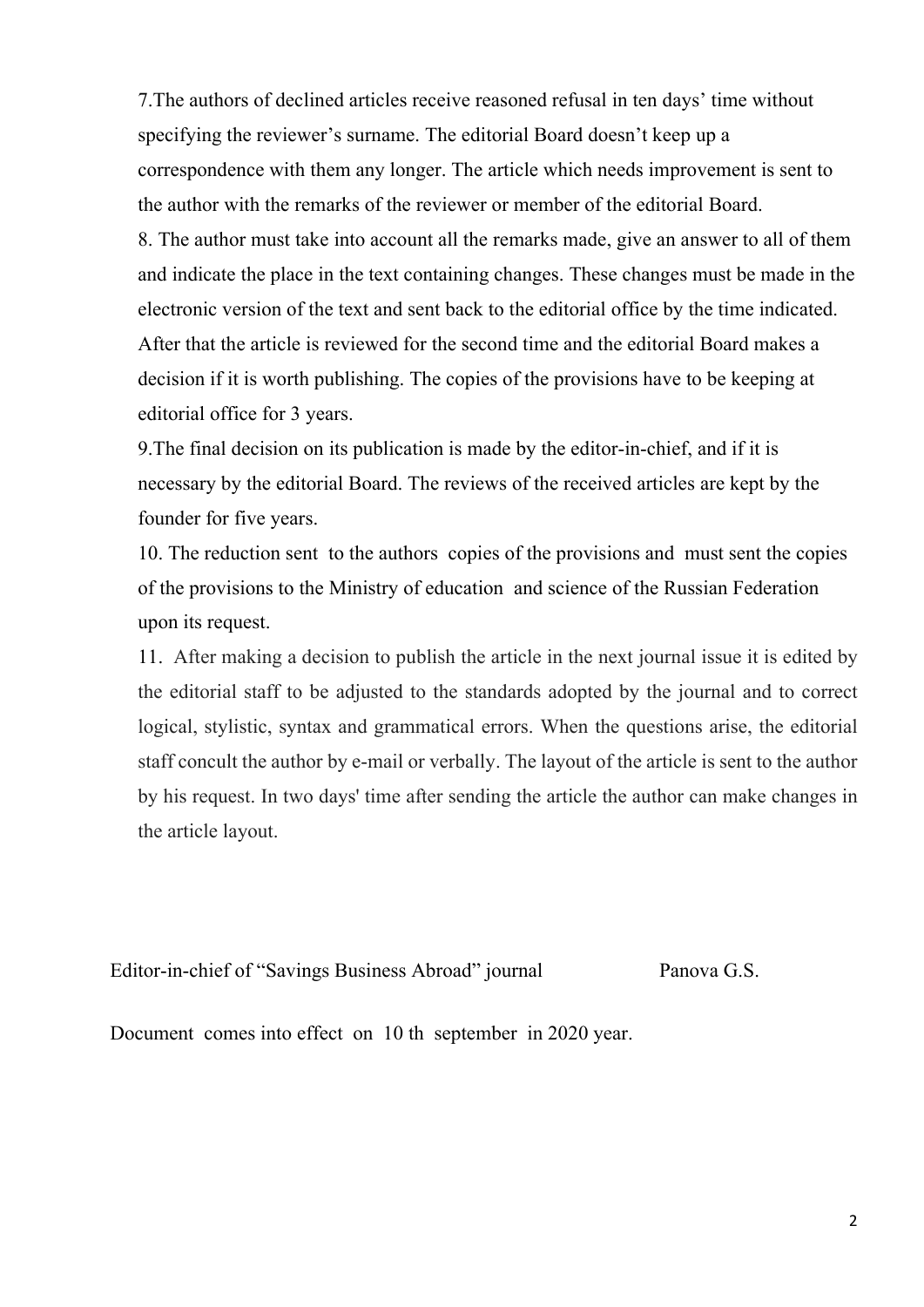7.The authors of declined articles receive reasoned refusal in ten days' time without specifying the reviewer's surname. The editorial Board doesn't keep up a correspondence with them any longer. The article which needs improvement is sent to the author with the remarks of the reviewer or member of the editorial Board.

8. The author must take into account all the remarks made, give an answer to all of them and indicate the place in the text containing changes. These changes must be made in the electronic version of the text and sent back to the editorial office by the time indicated. After that the article is reviewed for the second time and the editorial Board makes a decision if it is worth publishing. The copies of the provisions have to be keeping at editorial office for 3 years.

9.The final decision on its publication is made by the editor-in-chief, and if it is necessary by the editorial Board. The reviews of the received articles are kept by the founder for five years.

10. The reduction sent to the authors copies of the provisions and must sent the copies of the provisions to the Ministry of education and science of the Russian Federation upon its request.

11. After making a decision to publish the article in the next journal issue it is edited by the editorial staff to be adjusted to the standards adopted by the journal and to correct logical, stylistic, syntax and grammatical errors. When the questions arise, the editorial staff concult the author by e-mail or verbally. The layout of the article is sent to the author by his request. In two days' time after sending the article the author can make changes in the article layout.

Editor-in-chief of "Savings Business Abroad" journal Panova G.S.

Document comes into effect on 10 th september in 2020 year.